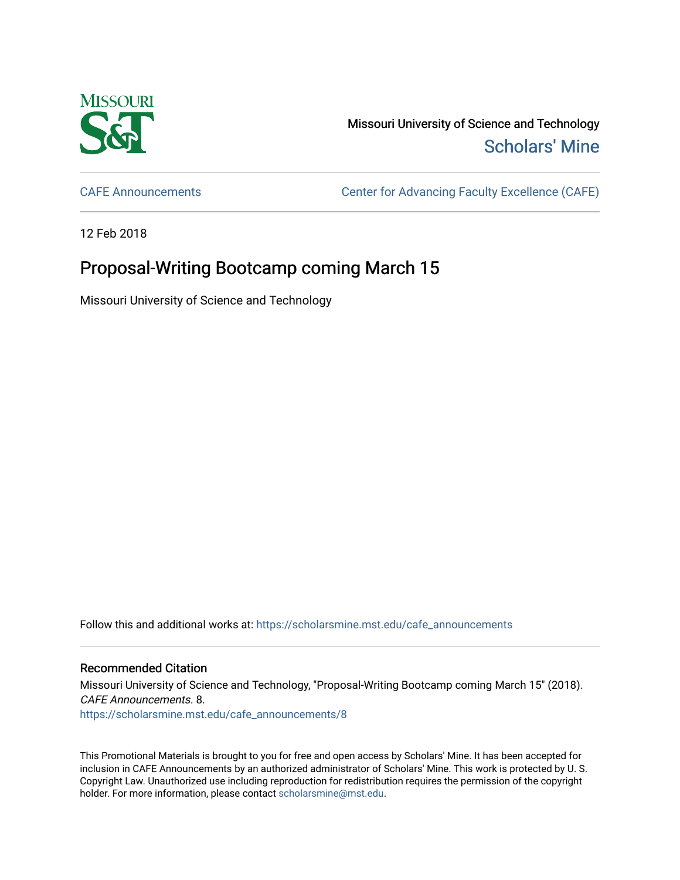Missouri University of Science and Technology

Scholars' Mine

CAFE Announcements | Center for Advancing Faculty Excellence (CAFE)

12 Feb 2018

# Proposal-Writing Bootcamp coming March 15

Missouri University of Science and Technology

Follow this and additional works at: https://scholarsmine.mst.edu/cafe_announcements

## Recommended Citation

Missouri University of Science and Technology, "Proposal-Writing Bootcamp coming March 15" (2018). *CAFE Announcements*. 8.
https://scholarsmine.mst.edu/cafe_announcements/8

This Promotional Materials is brought to you for free and open access by Scholars' Mine. It has been accepted for inclusion in CAFE Announcements by an authorized administrator of Scholars' Mine. This work is protected by U. S. Copyright Law. Unauthorized use including reproduction for redistribution requires the permission of the copyright holder. For more information, please contact scholarsmine@mst.edu.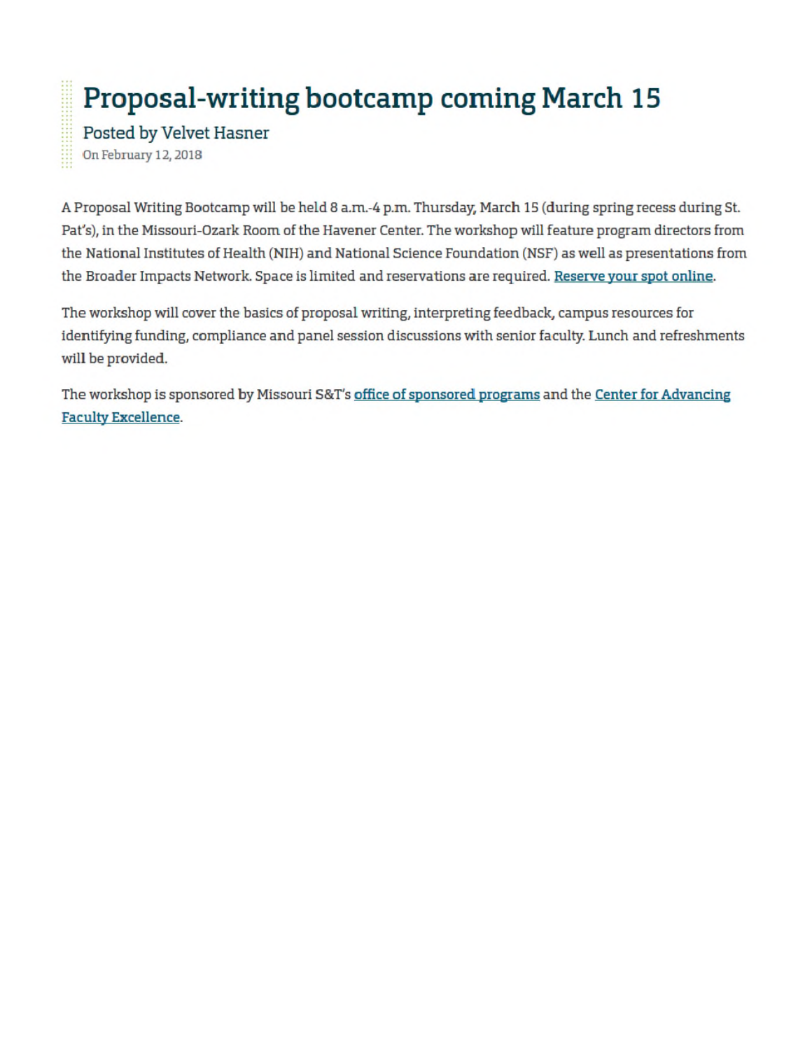# Proposal-writing bootcamp coming March 15

Posted by Velvet Hasner

On February 12, 2018

A Proposal Writing Bootcamp will be held 8 a.m.-4 p.m. Thursday, March 15 (during spring recess during St. Pat's), in the Missouri-Ozark Room of the Havener Center. The workshop will feature program directors from the National Institutes of Health (NIH) and National Science Foundation (NSF) as well as presentations from the Broader Impacts Network. Space is limited and reservations are required. Reserve your spot online.

The workshop will cover the basics of proposal writing, interpreting feedback, campus resources for identifying funding, compliance and panel session discussions with senior faculty. Lunch and refreshments will be provided.

The workshop is sponsored by Missouri S&T's office of sponsored programs and the Center for Advancing Faculty Excellence.